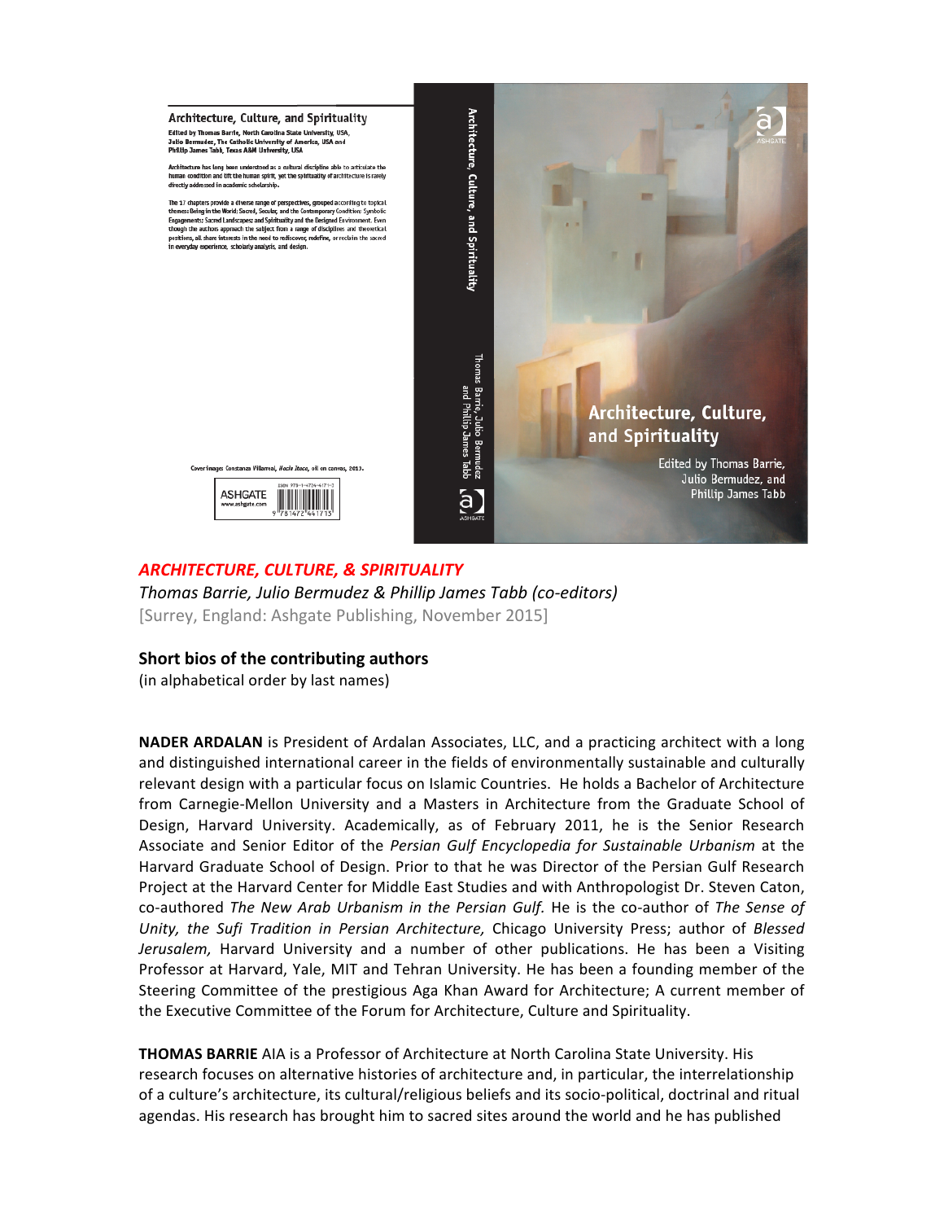## *ARCHITECTURE, CULTURE, & SPIRITUALITY*

*Thomas Barrie, Julio Bermudez & Phillip James Tabb (co-editors)*
[Surrey, England: Ashgate Publishing, November 2015]

### Short bios of the contributing authors

(in alphabetical order by last names)

**NADER ARDALAN** is President of Ardalan Associates, LLC, and a practicing architect with a long and distinguished international career in the fields of environmentally sustainable and culturally relevant design with a particular focus on Islamic Countries. He holds a Bachelor of Architecture from Carnegie-Mellon University and a Masters in Architecture from the Graduate School of Design, Harvard University. Academically, as of February 2011, he is the Senior Research Associate and Senior Editor of the *Persian Gulf Encyclopedia for Sustainable Urbanism* at the Harvard Graduate School of Design. Prior to that he was Director of the Persian Gulf Research Project at the Harvard Center for Middle East Studies and with Anthropologist Dr. Steven Caton, co-authored *The New Arab Urbanism in the Persian Gulf.* He is the co-author of *The Sense of Unity, the Sufi Tradition in Persian Architecture,* Chicago University Press; author of *Blessed Jerusalem,* Harvard University and a number of other publications. He has been a Visiting Professor at Harvard, Yale, MIT and Tehran University. He has been a founding member of the Steering Committee of the prestigious Aga Khan Award for Architecture; A current member of the Executive Committee of the Forum for Architecture, Culture and Spirituality.

**THOMAS BARRIE** AIA is a Professor of Architecture at North Carolina State University. His research focuses on alternative histories of architecture and, in particular, the interrelationship of a culture's architecture, its cultural/religious beliefs and its socio-political, doctrinal and ritual agendas. His research has brought him to sacred sites around the world and he has published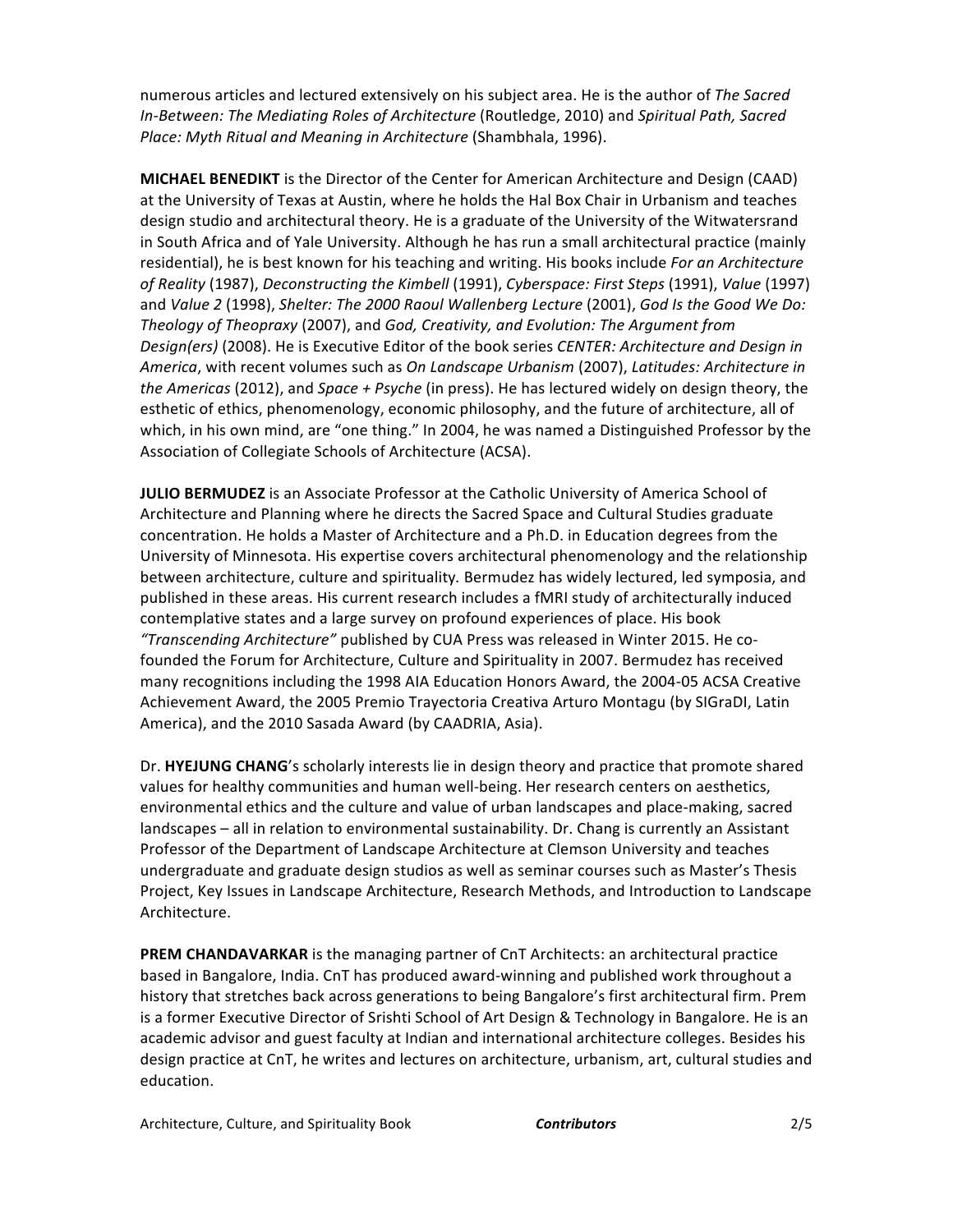numerous articles and lectured extensively on his subject area. He is the author of *The Sacred In-Between: The Mediating Roles of Architecture* (Routledge, 2010) and *Spiritual Path, Sacred Place: Myth Ritual and Meaning in Architecture* (Shambhala, 1996).

**MICHAEL BENEDIKT** is the Director of the Center for American Architecture and Design (CAAD) at the University of Texas at Austin, where he holds the Hal Box Chair in Urbanism and teaches design studio and architectural theory. He is a graduate of the University of the Witwatersrand in South Africa and of Yale University. Although he has run a small architectural practice (mainly residential), he is best known for his teaching and writing. His books include *For an Architecture of Reality* (1987), *Deconstructing the Kimbell* (1991), *Cyberspace: First Steps* (1991), *Value* (1997) and *Value 2* (1998), *Shelter: The 2000 Raoul Wallenberg Lecture* (2001), *God Is the Good We Do: Theology of Theopraxy* (2007), and *God, Creativity, and Evolution: The Argument from Design(ers)* (2008). He is Executive Editor of the book series *CENTER: Architecture and Design in America*, with recent volumes such as *On Landscape Urbanism* (2007), *Latitudes: Architecture in the Americas* (2012), and *Space + Psyche* (in press). He has lectured widely on design theory, the esthetic of ethics, phenomenology, economic philosophy, and the future of architecture, all of which, in his own mind, are "one thing." In 2004, he was named a Distinguished Professor by the Association of Collegiate Schools of Architecture (ACSA).

**JULIO BERMUDEZ** is an Associate Professor at the Catholic University of America School of Architecture and Planning where he directs the Sacred Space and Cultural Studies graduate concentration. He holds a Master of Architecture and a Ph.D. in Education degrees from the University of Minnesota. His expertise covers architectural phenomenology and the relationship between architecture, culture and spirituality. Bermudez has widely lectured, led symposia, and published in these areas. His current research includes a fMRI study of architecturally induced contemplative states and a large survey on profound experiences of place. His book *"Transcending Architecture"* published by CUA Press was released in Winter 2015. He co-founded the Forum for Architecture, Culture and Spirituality in 2007. Bermudez has received many recognitions including the 1998 AIA Education Honors Award, the 2004-05 ACSA Creative Achievement Award, the 2005 Premio Trayectoria Creativa Arturo Montagu (by SIGraDI, Latin America), and the 2010 Sasada Award (by CAADRIA, Asia).

Dr. **HYEJUNG CHANG**'s scholarly interests lie in design theory and practice that promote shared values for healthy communities and human well-being. Her research centers on aesthetics, environmental ethics and the culture and value of urban landscapes and place-making, sacred landscapes – all in relation to environmental sustainability. Dr. Chang is currently an Assistant Professor of the Department of Landscape Architecture at Clemson University and teaches undergraduate and graduate design studios as well as seminar courses such as Master's Thesis Project, Key Issues in Landscape Architecture, Research Methods, and Introduction to Landscape Architecture.

**PREM CHANDAVARKAR** is the managing partner of CnT Architects: an architectural practice based in Bangalore, India. CnT has produced award-winning and published work throughout a history that stretches back across generations to being Bangalore's first architectural firm. Prem is a former Executive Director of Srishti School of Art Design & Technology in Bangalore. He is an academic advisor and guest faculty at Indian and international architecture colleges. Besides his design practice at CnT, he writes and lectures on architecture, urbanism, art, cultural studies and education.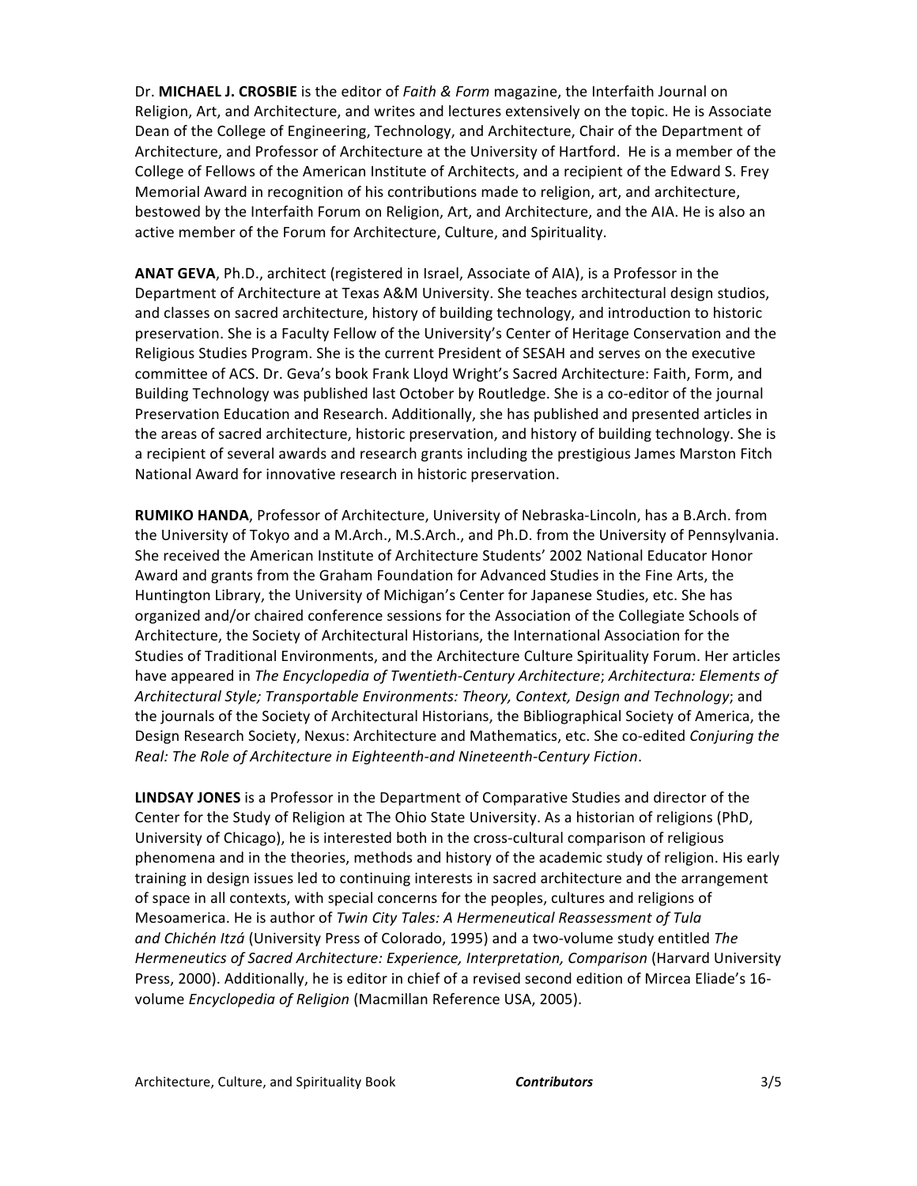Dr. **MICHAEL J. CROSBIE** is the editor of *Faith & Form* magazine, the Interfaith Journal on Religion, Art, and Architecture, and writes and lectures extensively on the topic. He is Associate Dean of the College of Engineering, Technology, and Architecture, Chair of the Department of Architecture, and Professor of Architecture at the University of Hartford. He is a member of the College of Fellows of the American Institute of Architects, and a recipient of the Edward S. Frey Memorial Award in recognition of his contributions made to religion, art, and architecture, bestowed by the Interfaith Forum on Religion, Art, and Architecture, and the AIA. He is also an active member of the Forum for Architecture, Culture, and Spirituality.

**ANAT GEVA**, Ph.D., architect (registered in Israel, Associate of AIA), is a Professor in the Department of Architecture at Texas A&M University. She teaches architectural design studios, and classes on sacred architecture, history of building technology, and introduction to historic preservation. She is a Faculty Fellow of the University's Center of Heritage Conservation and the Religious Studies Program. She is the current President of SESAH and serves on the executive committee of ACS. Dr. Geva's book Frank Lloyd Wright's Sacred Architecture: Faith, Form, and Building Technology was published last October by Routledge. She is a co-editor of the journal Preservation Education and Research. Additionally, she has published and presented articles in the areas of sacred architecture, historic preservation, and history of building technology. She is a recipient of several awards and research grants including the prestigious James Marston Fitch National Award for innovative research in historic preservation.

**RUMIKO HANDA**, Professor of Architecture, University of Nebraska-Lincoln, has a B.Arch. from the University of Tokyo and a M.Arch., M.S.Arch., and Ph.D. from the University of Pennsylvania. She received the American Institute of Architecture Students' 2002 National Educator Honor Award and grants from the Graham Foundation for Advanced Studies in the Fine Arts, the Huntington Library, the University of Michigan's Center for Japanese Studies, etc. She has organized and/or chaired conference sessions for the Association of the Collegiate Schools of Architecture, the Society of Architectural Historians, the International Association for the Studies of Traditional Environments, and the Architecture Culture Spirituality Forum. Her articles have appeared in *The Encyclopedia of Twentieth-Century Architecture*; *Architectura: Elements of Architectural Style; Transportable Environments: Theory, Context, Design and Technology*; and the journals of the Society of Architectural Historians, the Bibliographical Society of America, the Design Research Society, Nexus: Architecture and Mathematics, etc. She co-edited *Conjuring the Real: The Role of Architecture in Eighteenth-and Nineteenth-Century Fiction*.

**LINDSAY JONES** is a Professor in the Department of Comparative Studies and director of the Center for the Study of Religion at The Ohio State University. As a historian of religions (PhD, University of Chicago), he is interested both in the cross-cultural comparison of religious phenomena and in the theories, methods and history of the academic study of religion. His early training in design issues led to continuing interests in sacred architecture and the arrangement of space in all contexts, with special concerns for the peoples, cultures and religions of Mesoamerica. He is author of *Twin City Tales: A Hermeneutical Reassessment of Tula and Chichén Itzá* (University Press of Colorado, 1995) and a two-volume study entitled *The Hermeneutics of Sacred Architecture: Experience, Interpretation, Comparison* (Harvard University Press, 2000). Additionally, he is editor in chief of a revised second edition of Mircea Eliade's 16-volume *Encyclopedia of Religion* (Macmillan Reference USA, 2005).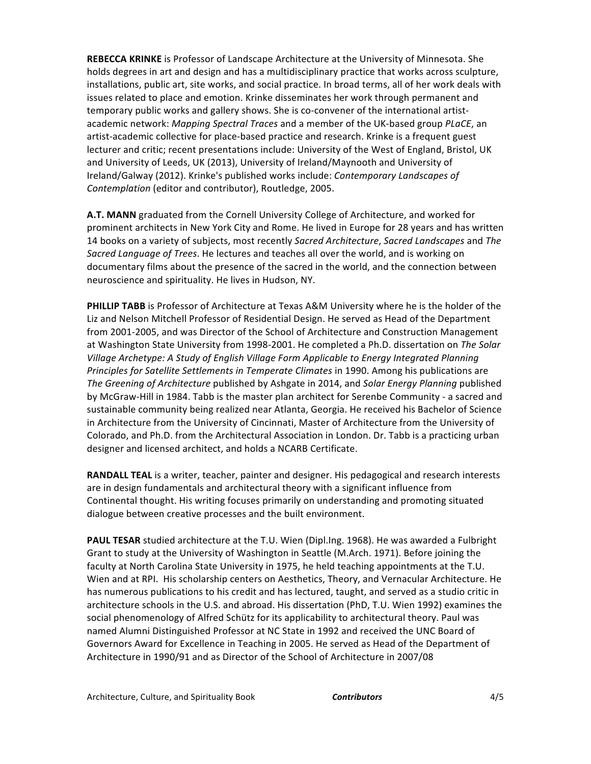**REBECCA KRINKE** is Professor of Landscape Architecture at the University of Minnesota. She holds degrees in art and design and has a multidisciplinary practice that works across sculpture, installations, public art, site works, and social practice. In broad terms, all of her work deals with issues related to place and emotion. Krinke disseminates her work through permanent and temporary public works and gallery shows. She is co-convener of the international artist-academic network: *Mapping Spectral Traces* and a member of the UK-based group *PLaCE*, an artist-academic collective for place-based practice and research. Krinke is a frequent guest lecturer and critic; recent presentations include: University of the West of England, Bristol, UK and University of Leeds, UK (2013), University of Ireland/Maynooth and University of Ireland/Galway (2012). Krinke's published works include: *Contemporary Landscapes of Contemplation* (editor and contributor), Routledge, 2005.

**A.T. MANN** graduated from the Cornell University College of Architecture, and worked for prominent architects in New York City and Rome. He lived in Europe for 28 years and has written 14 books on a variety of subjects, most recently *Sacred Architecture*, *Sacred Landscapes* and *The Sacred Language of Trees*. He lectures and teaches all over the world, and is working on documentary films about the presence of the sacred in the world, and the connection between neuroscience and spirituality. He lives in Hudson, NY.

**PHILLIP TABB** is Professor of Architecture at Texas A&M University where he is the holder of the Liz and Nelson Mitchell Professor of Residential Design. He served as Head of the Department from 2001-2005, and was Director of the School of Architecture and Construction Management at Washington State University from 1998-2001. He completed a Ph.D. dissertation on *The Solar Village Archetype: A Study of English Village Form Applicable to Energy Integrated Planning Principles for Satellite Settlements in Temperate Climates* in 1990. Among his publications are *The Greening of Architecture* published by Ashgate in 2014, and *Solar Energy Planning* published by McGraw-Hill in 1984. Tabb is the master plan architect for Serenbe Community - a sacred and sustainable community being realized near Atlanta, Georgia. He received his Bachelor of Science in Architecture from the University of Cincinnati, Master of Architecture from the University of Colorado, and Ph.D. from the Architectural Association in London. Dr. Tabb is a practicing urban designer and licensed architect, and holds a NCARB Certificate.

**RANDALL TEAL** is a writer, teacher, painter and designer. His pedagogical and research interests are in design fundamentals and architectural theory with a significant influence from Continental thought. His writing focuses primarily on understanding and promoting situated dialogue between creative processes and the built environment.

**PAUL TESAR** studied architecture at the T.U. Wien (Dipl.Ing. 1968). He was awarded a Fulbright Grant to study at the University of Washington in Seattle (M.Arch. 1971). Before joining the faculty at North Carolina State University in 1975, he held teaching appointments at the T.U. Wien and at RPI. His scholarship centers on Aesthetics, Theory, and Vernacular Architecture. He has numerous publications to his credit and has lectured, taught, and served as a studio critic in architecture schools in the U.S. and abroad. His dissertation (PhD, T.U. Wien 1992) examines the social phenomenology of Alfred Schütz for its applicability to architectural theory. Paul was named Alumni Distinguished Professor at NC State in 1992 and received the UNC Board of Governors Award for Excellence in Teaching in 2005. He served as Head of the Department of Architecture in 1990/91 and as Director of the School of Architecture in 2007/08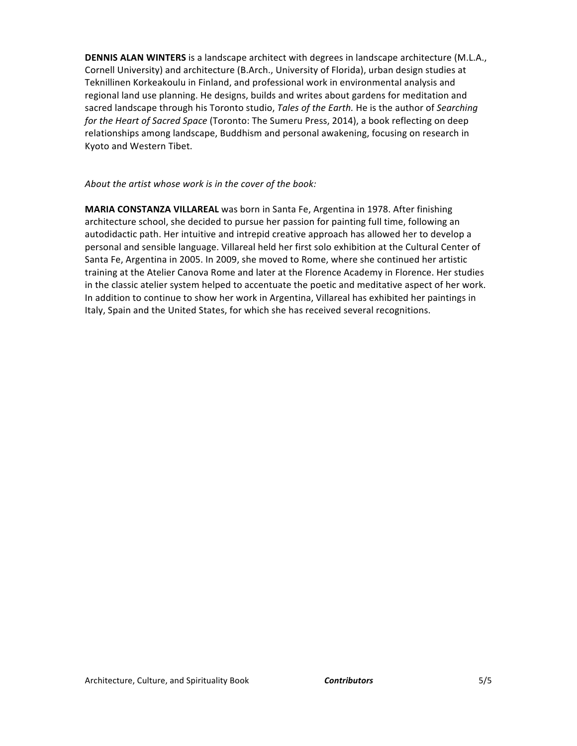**DENNIS ALAN WINTERS** is a landscape architect with degrees in landscape architecture (M.L.A., Cornell University) and architecture (B.Arch., University of Florida), urban design studies at Teknillinen Korkeakoulu in Finland, and professional work in environmental analysis and regional land use planning. He designs, builds and writes about gardens for meditation and sacred landscape through his Toronto studio, *Tales of the Earth.* He is the author of *Searching for the Heart of Sacred Space* (Toronto: The Sumeru Press, 2014), a book reflecting on deep relationships among landscape, Buddhism and personal awakening, focusing on research in Kyoto and Western Tibet.

*About the artist whose work is in the cover of the book:*

**MARIA CONSTANZA VILLAREAL** was born in Santa Fe, Argentina in 1978. After finishing architecture school, she decided to pursue her passion for painting full time, following an autodidactic path. Her intuitive and intrepid creative approach has allowed her to develop a personal and sensible language. Villareal held her first solo exhibition at the Cultural Center of Santa Fe, Argentina in 2005. In 2009, she moved to Rome, where she continued her artistic training at the Atelier Canova Rome and later at the Florence Academy in Florence. Her studies in the classic atelier system helped to accentuate the poetic and meditative aspect of her work. In addition to continue to show her work in Argentina, Villareal has exhibited her paintings in Italy, Spain and the United States, for which she has received several recognitions.